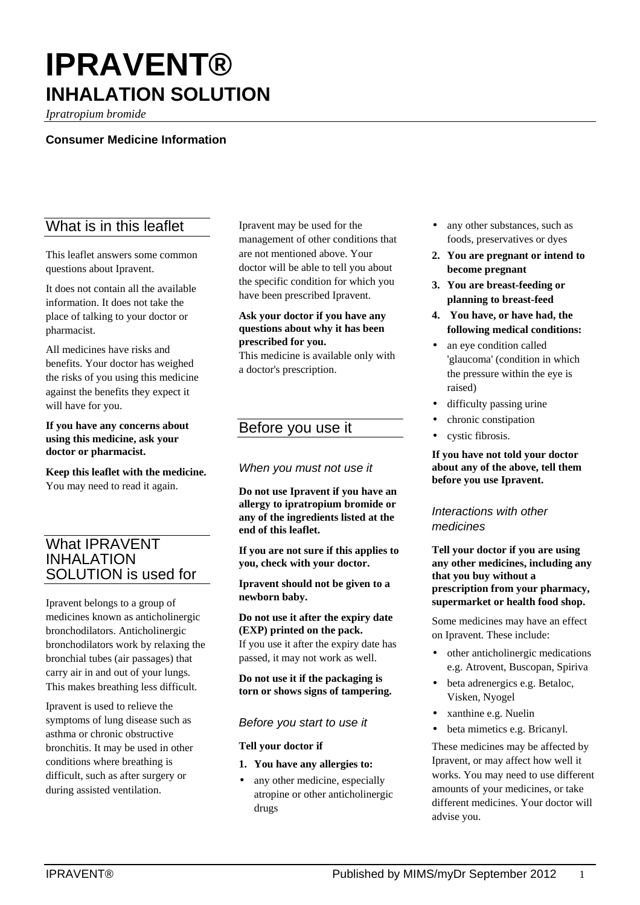# IPRAVENT®

## INHALATION SOLUTION

*Ipratropium bromide*

**Consumer Medicine Information**

## What is in this leaflet

This leaflet answers some common questions about Ipravent.

It does not contain all the available information. It does not take the place of talking to your doctor or pharmacist.

All medicines have risks and benefits. Your doctor has weighed the risks of you using this medicine against the benefits they expect it will have for you.

**If you have any concerns about using this medicine, ask your doctor or pharmacist.**

**Keep this leaflet with the medicine.** You may need to read it again.

## What IPRAVENT INHALATION SOLUTION is used for

Ipravent belongs to a group of medicines known as anticholinergic bronchodilators. Anticholinergic bronchodilators work by relaxing the bronchial tubes (air passages) that carry air in and out of your lungs. This makes breathing less difficult.

Ipravent is used to relieve the symptoms of lung disease such as asthma or chronic obstructive bronchitis. It may be used in other conditions where breathing is difficult, such as after surgery or during assisted ventilation.

Ipravent may be used for the management of other conditions that are not mentioned above. Your doctor will be able to tell you about the specific condition for which you have been prescribed Ipravent.

**Ask your doctor if you have any questions about why it has been prescribed for you.**
This medicine is available only with a doctor's prescription.

## Before you use it

### *When you must not use it*

**Do not use Ipravent if you have an allergy to ipratropium bromide or any of the ingredients listed at the end of this leaflet.**

**If you are not sure if this applies to you, check with your doctor.**

**Ipravent should not be given to a newborn baby.**

**Do not use it after the expiry date (EXP) printed on the pack.**
If you use it after the expiry date has passed, it may not work as well.

**Do not use it if the packaging is torn or shows signs of tampering.**

### *Before you start to use it*

**Tell your doctor if**

1. **You have any allergies to:**
   - any other medicine, especially atropine or other anticholinergic drugs
   - any other substances, such as foods, preservatives or dyes
2. **You are pregnant or intend to become pregnant**
3. **You are breast-feeding or planning to breast-feed**
4. **You have, or have had, the following medical conditions:**
   - an eye condition called 'glaucoma' (condition in which the pressure within the eye is raised)
   - difficulty passing urine
   - chronic constipation
   - cystic fibrosis.

**If you have not told your doctor about any of the above, tell them before you use Ipravent.**

### *Interactions with other medicines*

**Tell your doctor if you are using any other medicines, including any that you buy without a prescription from your pharmacy, supermarket or health food shop.**

Some medicines may have an effect on Ipravent. These include:

- other anticholinergic medications e.g. Atrovent, Buscopan, Spiriva
- beta adrenergics e.g. Betaloc, Visken, Nyogel
- xanthine e.g. Nuelin
- beta mimetics e.g. Bricanyl.

These medicines may be affected by Ipravent, or may affect how well it works. You may need to use different amounts of your medicines, or take different medicines. Your doctor will advise you.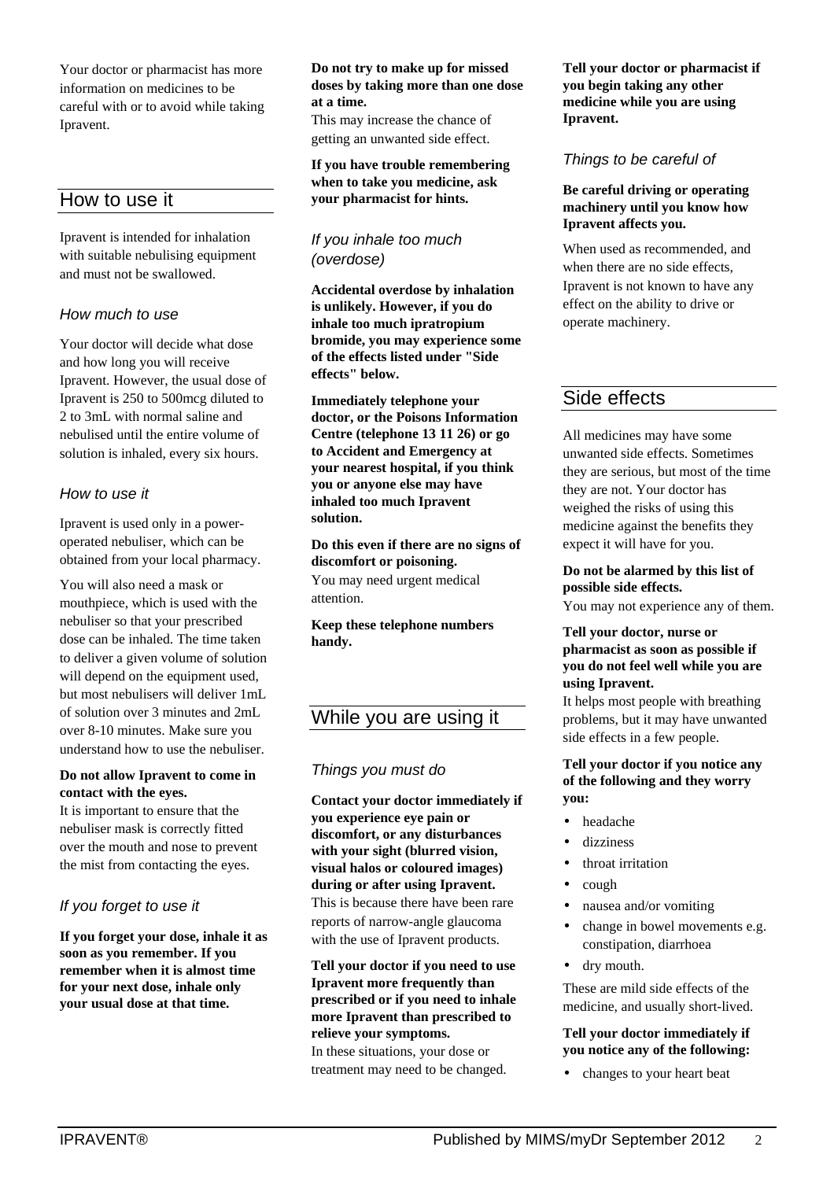Your doctor or pharmacist has more information on medicines to be careful with or to avoid while taking Ipravent.

## How to use it

Ipravent is intended for inhalation with suitable nebulising equipment and must not be swallowed.

### How much to use

Your doctor will decide what dose and how long you will receive Ipravent. However, the usual dose of Ipravent is 250 to 500mcg diluted to 2 to 3mL with normal saline and nebulised until the entire volume of solution is inhaled, every six hours.

### How to use it

Ipravent is used only in a power-operated nebuliser, which can be obtained from your local pharmacy.

You will also need a mask or mouthpiece, which is used with the nebuliser so that your prescribed dose can be inhaled. The time taken to deliver a given volume of solution will depend on the equipment used, but most nebulisers will deliver 1mL of solution over 3 minutes and 2mL over 8-10 minutes. Make sure you understand how to use the nebuliser.

**Do not allow Ipravent to come in contact with the eyes.**
It is important to ensure that the nebuliser mask is correctly fitted over the mouth and nose to prevent the mist from contacting the eyes.

### If you forget to use it

**If you forget your dose, inhale it as soon as you remember. If you remember when it is almost time for your next dose, inhale only your usual dose at that time.**

**Do not try to make up for missed doses by taking more than one dose at a time.**
This may increase the chance of getting an unwanted side effect.

**If you have trouble remembering when to take you medicine, ask your pharmacist for hints.**

### If you inhale too much (overdose)

**Accidental overdose by inhalation is unlikely. However, if you do inhale too much ipratropium bromide, you may experience some of the effects listed under "Side effects" below.**

**Immediately telephone your doctor, or the Poisons Information Centre (telephone 13 11 26) or go to Accident and Emergency at your nearest hospital, if you think you or anyone else may have inhaled too much Ipravent solution.**

**Do this even if there are no signs of discomfort or poisoning.**
You may need urgent medical attention.

**Keep these telephone numbers handy.**

## While you are using it

### Things you must do

**Contact your doctor immediately if you experience eye pain or discomfort, or any disturbances with your sight (blurred vision, visual halos or coloured images) during or after using Ipravent.**
This is because there have been rare reports of narrow-angle glaucoma with the use of Ipravent products.

**Tell your doctor if you need to use Ipravent more frequently than prescribed or if you need to inhale more Ipravent than prescribed to relieve your symptoms.**
In these situations, your dose or treatment may need to be changed.

**Tell your doctor or pharmacist if you begin taking any other medicine while you are using Ipravent.**

### Things to be careful of

**Be careful driving or operating machinery until you know how Ipravent affects you.**

When used as recommended, and when there are no side effects, Ipravent is not known to have any effect on the ability to drive or operate machinery.

## Side effects

All medicines may have some unwanted side effects. Sometimes they are serious, but most of the time they are not. Your doctor has weighed the risks of using this medicine against the benefits they expect it will have for you.

**Do not be alarmed by this list of possible side effects.**
You may not experience any of them.

**Tell your doctor, nurse or pharmacist as soon as possible if you do not feel well while you are using Ipravent.**
It helps most people with breathing problems, but it may have unwanted side effects in a few people.

**Tell your doctor if you notice any of the following and they worry you:**

- headache
- dizziness
- throat irritation
- cough
- nausea and/or vomiting
- change in bowel movements e.g. constipation, diarrhoea
- dry mouth.

These are mild side effects of the medicine, and usually short-lived.

**Tell your doctor immediately if you notice any of the following:**

- changes to your heart beat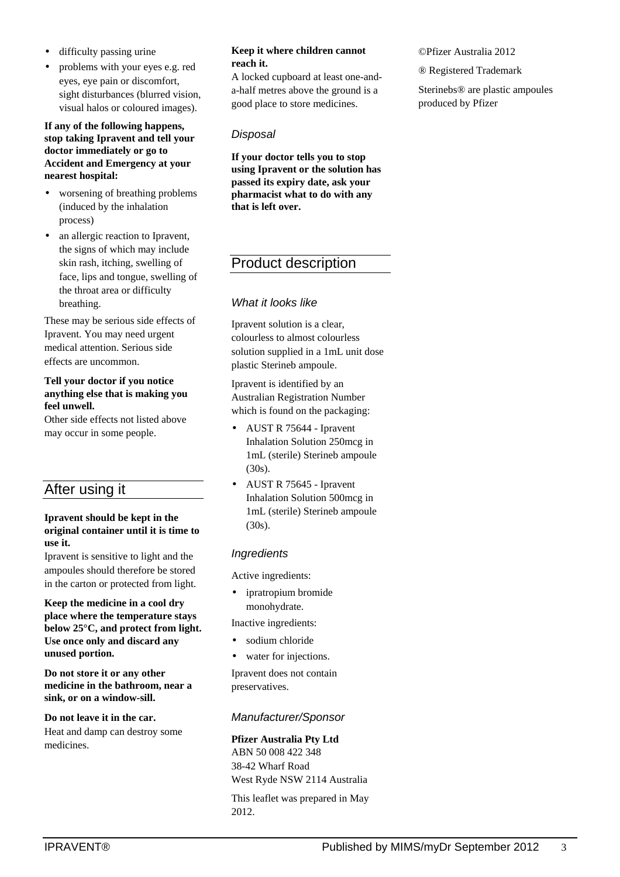- difficulty passing urine
- problems with your eyes e.g. red eyes, eye pain or discomfort, sight disturbances (blurred vision, visual halos or coloured images).

**If any of the following happens, stop taking Ipravent and tell your doctor immediately or go to Accident and Emergency at your nearest hospital:**

- worsening of breathing problems (induced by the inhalation process)
- an allergic reaction to Ipravent, the signs of which may include skin rash, itching, swelling of face, lips and tongue, swelling of the throat area or difficulty breathing.

These may be serious side effects of Ipravent. You may need urgent medical attention. Serious side effects are uncommon.

**Tell your doctor if you notice anything else that is making you feel unwell.**
Other side effects not listed above may occur in some people.

## After using it

**Ipravent should be kept in the original container until it is time to use it.**
Ipravent is sensitive to light and the ampoules should therefore be stored in the carton or protected from light.

**Keep the medicine in a cool dry place where the temperature stays below 25°C, and protect from light. Use once only and discard any unused portion.**

**Do not store it or any other medicine in the bathroom, near a sink, or on a window-sill.**

**Do not leave it in the car.**
Heat and damp can destroy some medicines.

**Keep it where children cannot reach it.**
A locked cupboard at least one-and-a-half metres above the ground is a good place to store medicines.

### *Disposal*

**If your doctor tells you to stop using Ipravent or the solution has passed its expiry date, ask your pharmacist what to do with any that is left over.**

## Product description

### *What it looks like*

Ipravent solution is a clear, colourless to almost colourless solution supplied in a 1mL unit dose plastic Sterineb ampoule.

Ipravent is identified by an Australian Registration Number which is found on the packaging:

- AUST R 75644 - Ipravent Inhalation Solution 250mcg in 1mL (sterile) Sterineb ampoule (30s).
- AUST R 75645 - Ipravent Inhalation Solution 500mcg in 1mL (sterile) Sterineb ampoule (30s).

### *Ingredients*

Active ingredients:

- ipratropium bromide monohydrate.

Inactive ingredients:

- sodium chloride
- water for injections.

Ipravent does not contain preservatives.

### *Manufacturer/Sponsor*

**Pfizer Australia Pty Ltd**
ABN 50 008 422 348
38-42 Wharf Road
West Ryde NSW 2114 Australia

This leaflet was prepared in May 2012.

©Pfizer Australia 2012

® Registered Trademark

Sterinebs® are plastic ampoules produced by Pfizer